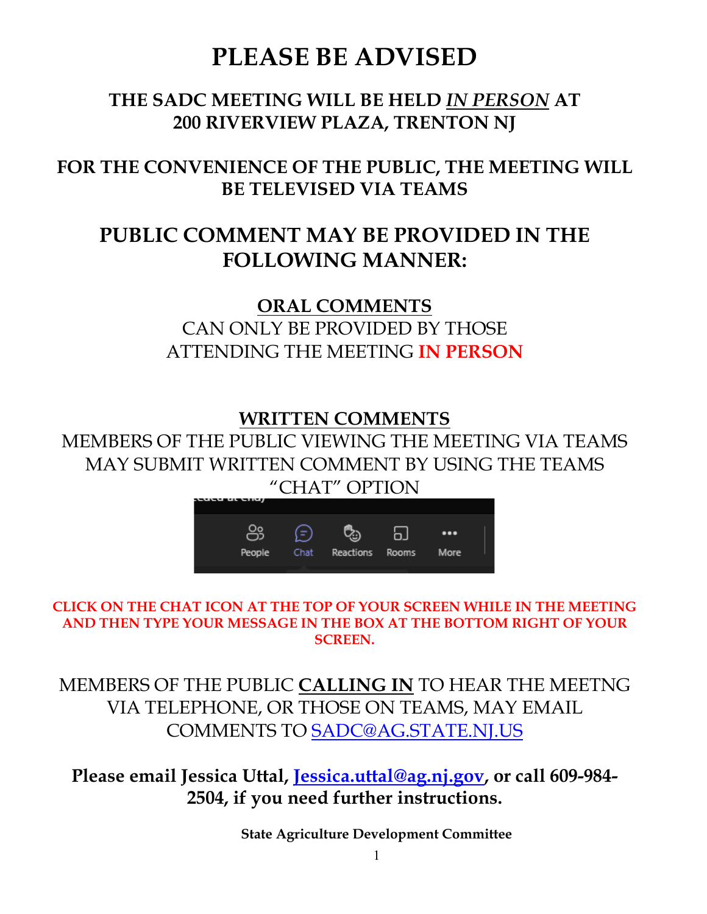# PLEASE BE ADVISED

## THE SADC MEETING WILL BE HELD *IN PERSON* AT 200 RIVERVIEW PLAZA, TRENTON NJ

## FOR THE CONVENIENCE OF THE PUBLIC, THE MEETING WILL BE TELEVISED VIA TEAMS

## PUBLIC COMMENT MAY BE PROVIDED IN THE FOLLOWING MANNER:

**ORAL COMMENTS**

CAN ONLY BE PROVIDED BY THOSE ATTENDING THE MEETING **IN PERSON**

**WRITTEN COMMENTS**

MEMBERS OF THE PUBLIC VIEWING THE MEETING VIA TEAMS MAY SUBMIT WRITTEN COMMENT BY USING THE TEAMS "CHAT" OPTION

People Chat Reactions Rooms More

**CLICK ON THE CHAT ICON AT THE TOP OF YOUR SCREEN WHILE IN THE MEETING AND THEN TYPE YOUR MESSAGE IN THE BOX AT THE BOTTOM RIGHT OF YOUR SCREEN.**

MEMBERS OF THE PUBLIC **CALLING IN** TO HEAR THE MEETNG VIA TELEPHONE, OR THOSE ON TEAMS, MAY EMAIL COMMENTS TO SADC@AG.STATE.NJ.US

**Please email Jessica Uttal, Jessica.uttal@ag.nj.gov, or call 609-984-2504, if you need further instructions.**

**State Agriculture Development Committee**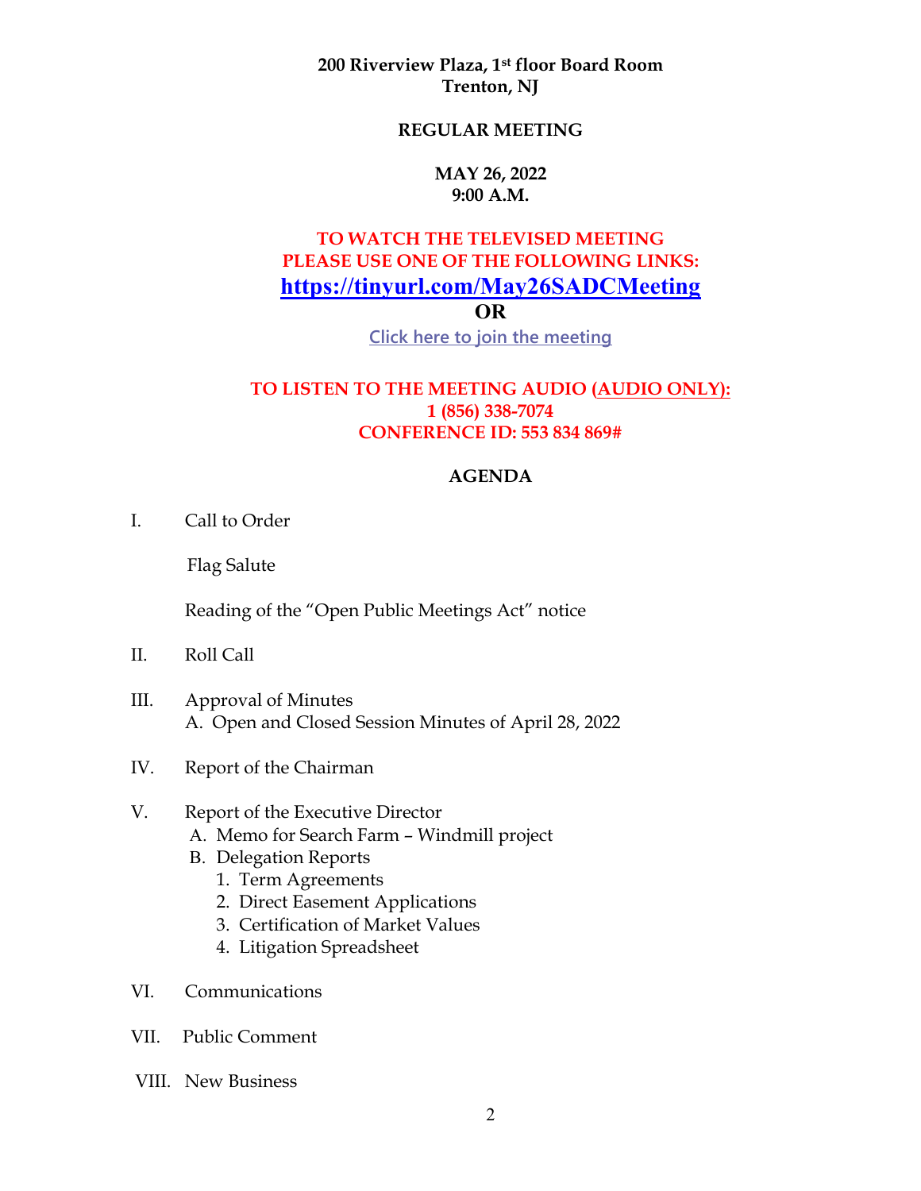**200 Riverview Plaza, 1st floor Board Room**
**Trenton, NJ**

**REGULAR MEETING**

**MAY 26, 2022**
**9:00 A.M.**

**TO WATCH THE TELEVISED MEETING**
**PLEASE USE ONE OF THE FOLLOWING LINKS:**
**https://tinyurl.com/May26SADCMeeting**
**OR**
Click here to join the meeting

**TO LISTEN TO THE MEETING AUDIO (AUDIO ONLY):**
**1 (856) 338-7074**
**CONFERENCE ID: 553 834 869#**

## AGENDA

I. Call to Order

Flag Salute

Reading of the "Open Public Meetings Act" notice

II. Roll Call

III. Approval of Minutes
   A. Open and Closed Session Minutes of April 28, 2022

IV. Report of the Chairman

V. Report of the Executive Director
   A. Memo for Search Farm – Windmill project
   B. Delegation Reports
      1. Term Agreements
      2. Direct Easement Applications
      3. Certification of Market Values
      4. Litigation Spreadsheet

VI. Communications

VII. Public Comment

VIII. New Business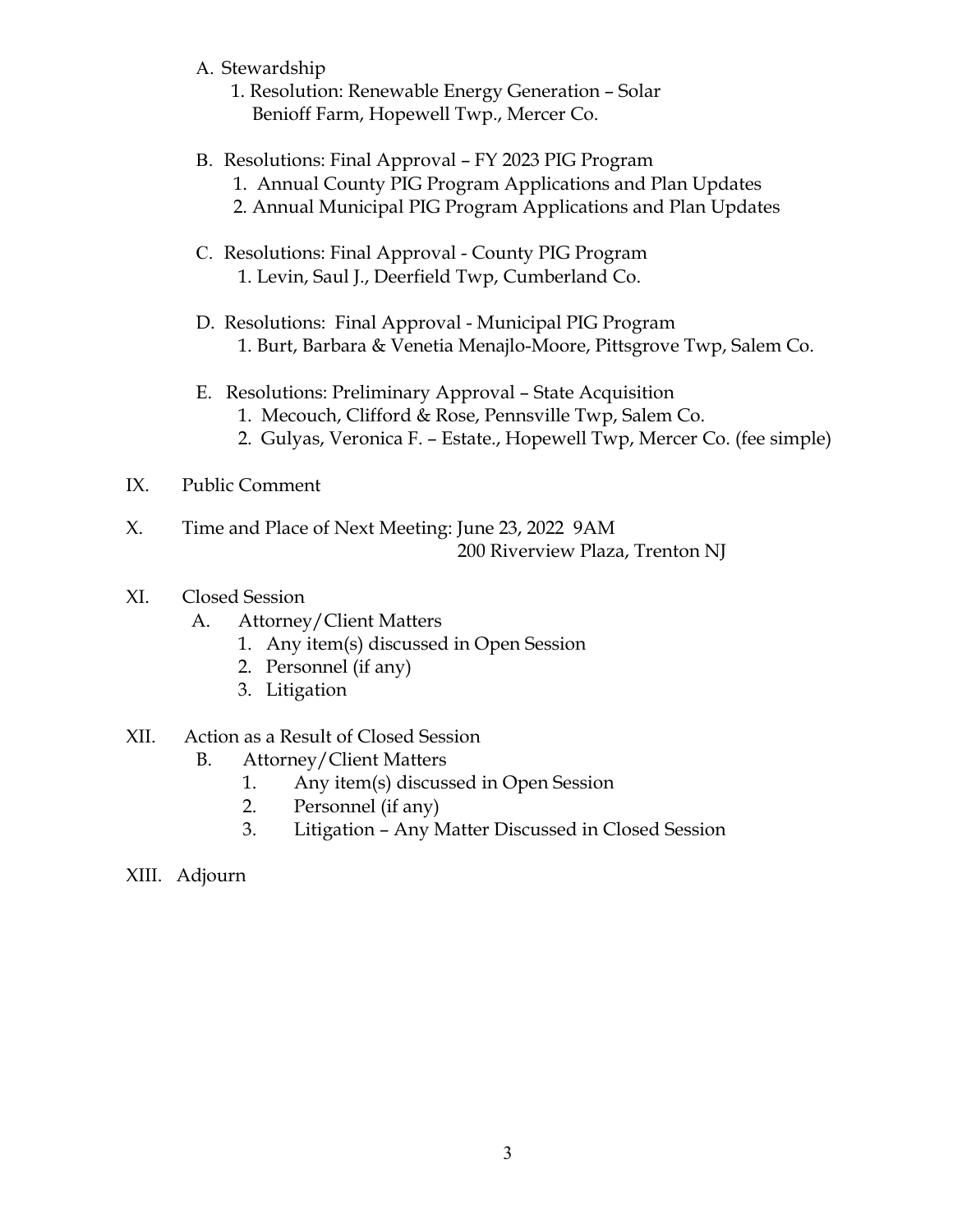A. Stewardship
   1. Resolution: Renewable Energy Generation – Solar
      Benioff Farm, Hopewell Twp., Mercer Co.

B. Resolutions: Final Approval – FY 2023 PIG Program
   1. Annual County PIG Program Applications and Plan Updates
   2. Annual Municipal PIG Program Applications and Plan Updates

C. Resolutions: Final Approval - County PIG Program
   1. Levin, Saul J., Deerfield Twp, Cumberland Co.

D. Resolutions: Final Approval - Municipal PIG Program
   1. Burt, Barbara & Venetia Menajlo-Moore, Pittsgrove Twp, Salem Co.

E. Resolutions: Preliminary Approval – State Acquisition
   1. Mecouch, Clifford & Rose, Pennsville Twp, Salem Co.
   2. Gulyas, Veronica F. – Estate., Hopewell Twp, Mercer Co. (fee simple)

IX. Public Comment

X. Time and Place of Next Meeting: June 23, 2022 9AM
   200 Riverview Plaza, Trenton NJ

XI. Closed Session
   A. Attorney/Client Matters
      1. Any item(s) discussed in Open Session
      2. Personnel (if any)
      3. Litigation

XII. Action as a Result of Closed Session
   B. Attorney/Client Matters
      1. Any item(s) discussed in Open Session
      2. Personnel (if any)
      3. Litigation – Any Matter Discussed in Closed Session

XIII. Adjourn